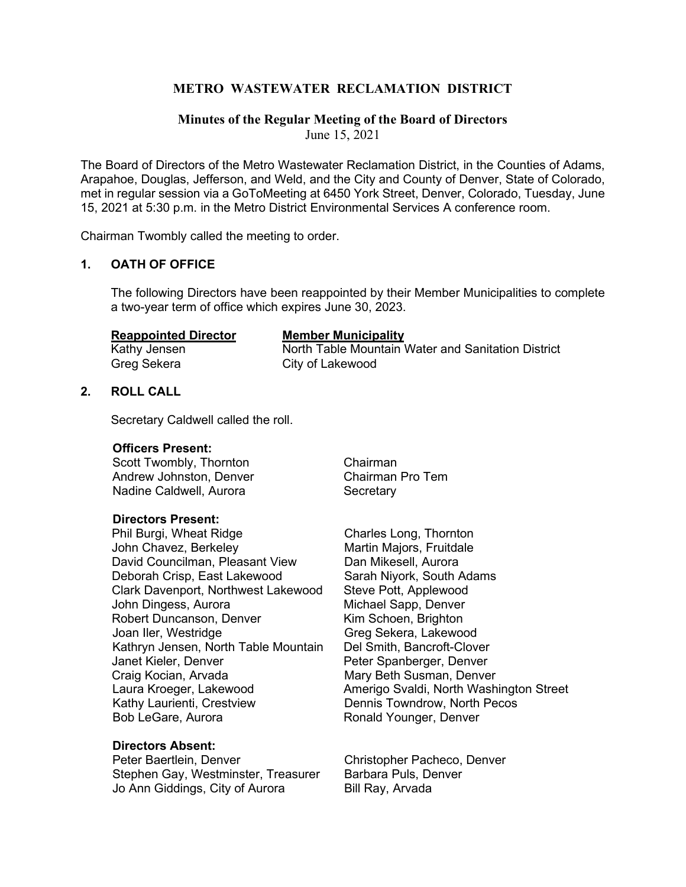# METRO WASTEWATER RECLAMATION DISTRICT

## Minutes of the Regular Meeting of the Board of Directors

June 15, 2021

The Board of Directors of the Metro Wastewater Reclamation District, in the Counties of Adams, Arapahoe, Douglas, Jefferson, and Weld, and the City and County of Denver, State of Colorado, met in regular session via a GoToMeeting at 6450 York Street, Denver, Colorado, Tuesday, June 15, 2021 at 5:30 p.m. in the Metro District Environmental Services A conference room.

Chairman Twombly called the meeting to order.

### 1. OATH OF OFFICE

The following Directors have been reappointed by their Member Municipalities to complete a two-year term of office which expires June 30, 2023.

| Reappointed Director | Member Municipality |
|---|---|
| Kathy Jensen | North Table Mountain Water and Sanitation District |
| Greg Sekera | City of Lakewood |

### 2. ROLL CALL

Secretary Caldwell called the roll.

**Officers Present:**

| | |
|---|---|
| Scott Twombly, Thornton | Chairman |
| Andrew Johnston, Denver | Chairman Pro Tem |
| Nadine Caldwell, Aurora | Secretary |

**Directors Present:**

| | |
|---|---|
| Phil Burgi, Wheat Ridge | Charles Long, Thornton |
| John Chavez, Berkeley | Martin Majors, Fruitdale |
| David Councilman, Pleasant View | Dan Mikesell, Aurora |
| Deborah Crisp, East Lakewood | Sarah Niyork, South Adams |
| Clark Davenport, Northwest Lakewood | Steve Pott, Applewood |
| John Dingess, Aurora | Michael Sapp, Denver |
| Robert Duncanson, Denver | Kim Schoen, Brighton |
| Joan Iler, Westridge | Greg Sekera, Lakewood |
| Kathryn Jensen, North Table Mountain | Del Smith, Bancroft-Clover |
| Janet Kieler, Denver | Peter Spanberger, Denver |
| Craig Kocian, Arvada | Mary Beth Susman, Denver |
| Laura Kroeger, Lakewood | Amerigo Svaldi, North Washington Street |
| Kathy Laurienti, Crestview | Dennis Towndrow, North Pecos |
| Bob LeGare, Aurora | Ronald Younger, Denver |

**Directors Absent:**

| | |
|---|---|
| Peter Baertlein, Denver | Christopher Pacheco, Denver |
| Stephen Gay, Westminster, Treasurer | Barbara Puls, Denver |
| Jo Ann Giddings, City of Aurora | Bill Ray, Arvada |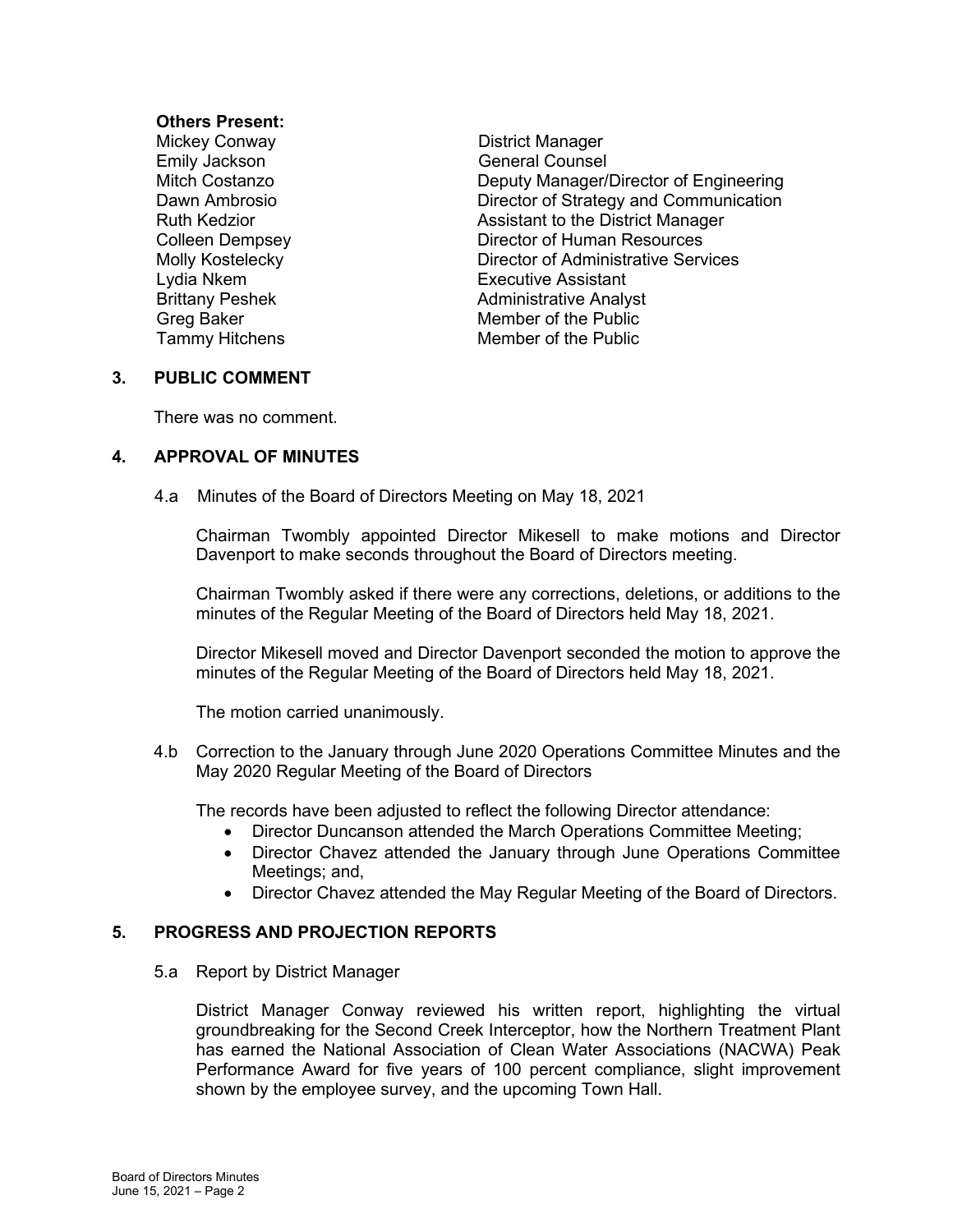**Others Present:**

| | |
|---|---|
| Mickey Conway | District Manager |
| Emily Jackson | General Counsel |
| Mitch Costanzo | Deputy Manager/Director of Engineering |
| Dawn Ambrosio | Director of Strategy and Communication |
| Ruth Kedzior | Assistant to the District Manager |
| Colleen Dempsey | Director of Human Resources |
| Molly Kostelecky | Director of Administrative Services |
| Lydia Nkem | Executive Assistant |
| Brittany Peshek | Administrative Analyst |
| Greg Baker | Member of the Public |
| Tammy Hitchens | Member of the Public |

## 3. PUBLIC COMMENT

There was no comment.

## 4. APPROVAL OF MINUTES

4.a Minutes of the Board of Directors Meeting on May 18, 2021

Chairman Twombly appointed Director Mikesell to make motions and Director Davenport to make seconds throughout the Board of Directors meeting.

Chairman Twombly asked if there were any corrections, deletions, or additions to the minutes of the Regular Meeting of the Board of Directors held May 18, 2021.

Director Mikesell moved and Director Davenport seconded the motion to approve the minutes of the Regular Meeting of the Board of Directors held May 18, 2021.

The motion carried unanimously.

4.b Correction to the January through June 2020 Operations Committee Minutes and the May 2020 Regular Meeting of the Board of Directors

The records have been adjusted to reflect the following Director attendance:

- Director Duncanson attended the March Operations Committee Meeting;
- Director Chavez attended the January through June Operations Committee Meetings; and,
- Director Chavez attended the May Regular Meeting of the Board of Directors.

## 5. PROGRESS AND PROJECTION REPORTS

5.a Report by District Manager

District Manager Conway reviewed his written report, highlighting the virtual groundbreaking for the Second Creek Interceptor, how the Northern Treatment Plant has earned the National Association of Clean Water Associations (NACWA) Peak Performance Award for five years of 100 percent compliance, slight improvement shown by the employee survey, and the upcoming Town Hall.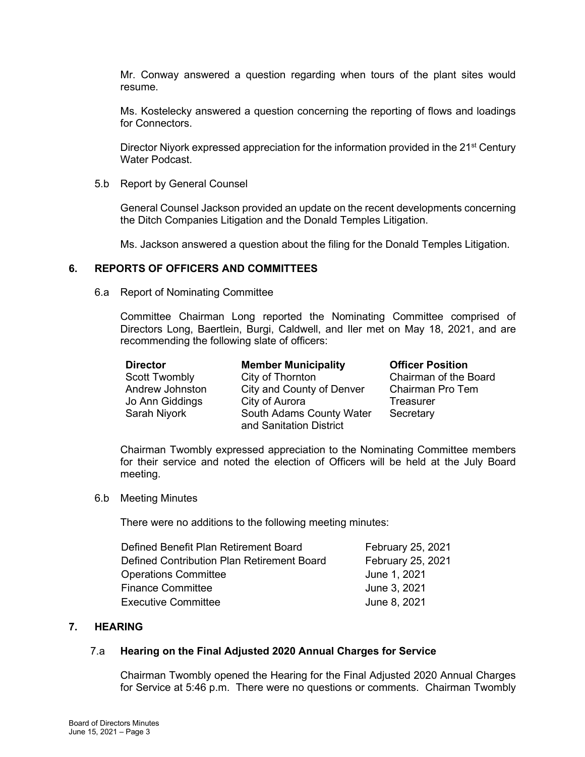Mr. Conway answered a question regarding when tours of the plant sites would resume.

Ms. Kostelecky answered a question concerning the reporting of flows and loadings for Connectors.

Director Niyork expressed appreciation for the information provided in the 21st Century Water Podcast.

5.b Report by General Counsel

General Counsel Jackson provided an update on the recent developments concerning the Ditch Companies Litigation and the Donald Temples Litigation.

Ms. Jackson answered a question about the filing for the Donald Temples Litigation.

## 6. REPORTS OF OFFICERS AND COMMITTEES

6.a Report of Nominating Committee

Committee Chairman Long reported the Nominating Committee comprised of Directors Long, Baertlein, Burgi, Caldwell, and Iler met on May 18, 2021, and are recommending the following slate of officers:

| Director | Member Municipality | Officer Position |
|---|---|---|
| Scott Twombly | City of Thornton | Chairman of the Board |
| Andrew Johnston | City and County of Denver | Chairman Pro Tem |
| Jo Ann Giddings | City of Aurora | Treasurer |
| Sarah Niyork | South Adams County Water and Sanitation District | Secretary |

Chairman Twombly expressed appreciation to the Nominating Committee members for their service and noted the election of Officers will be held at the July Board meeting.

6.b Meeting Minutes

There were no additions to the following meeting minutes:

| | |
|---|---|
| Defined Benefit Plan Retirement Board | February 25, 2021 |
| Defined Contribution Plan Retirement Board | February 25, 2021 |
| Operations Committee | June 1, 2021 |
| Finance Committee | June 3, 2021 |
| Executive Committee | June 8, 2021 |

## 7. HEARING

7.a **Hearing on the Final Adjusted 2020 Annual Charges for Service**

Chairman Twombly opened the Hearing for the Final Adjusted 2020 Annual Charges for Service at 5:46 p.m. There were no questions or comments. Chairman Twombly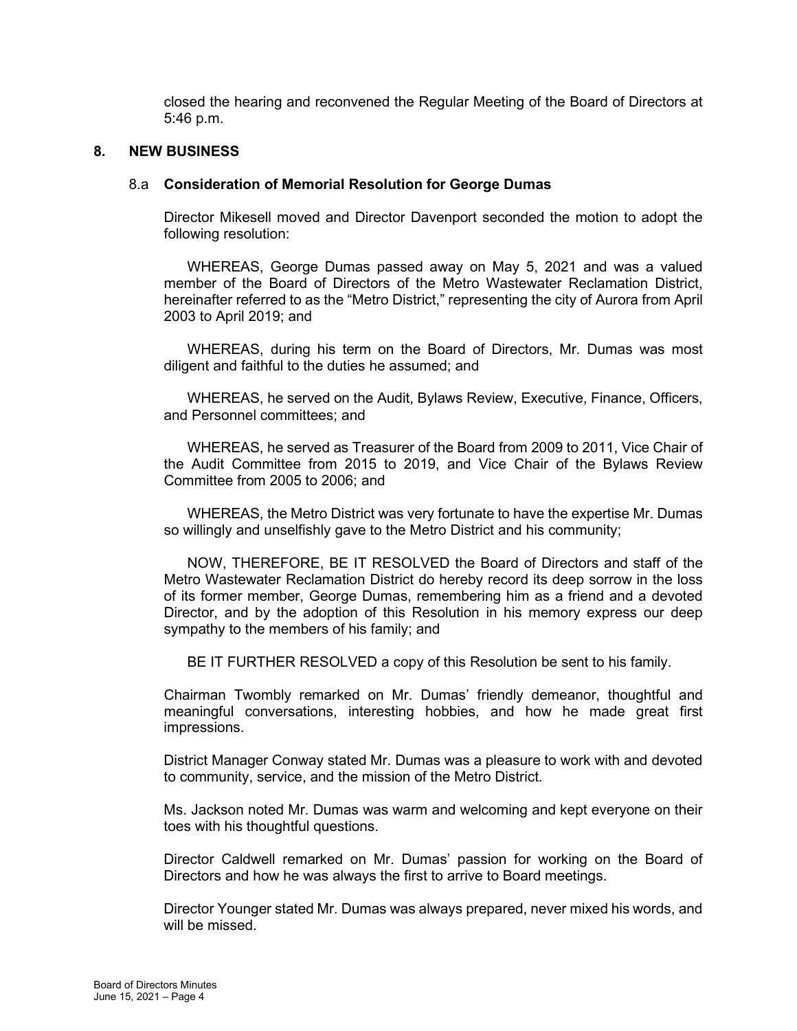closed the hearing and reconvened the Regular Meeting of the Board of Directors at 5:46 p.m.

## 8. NEW BUSINESS

### 8.a Consideration of Memorial Resolution for George Dumas

Director Mikesell moved and Director Davenport seconded the motion to adopt the following resolution:

WHEREAS, George Dumas passed away on May 5, 2021 and was a valued member of the Board of Directors of the Metro Wastewater Reclamation District, hereinafter referred to as the "Metro District," representing the city of Aurora from April 2003 to April 2019; and

WHEREAS, during his term on the Board of Directors, Mr. Dumas was most diligent and faithful to the duties he assumed; and

WHEREAS, he served on the Audit, Bylaws Review, Executive, Finance, Officers, and Personnel committees; and

WHEREAS, he served as Treasurer of the Board from 2009 to 2011, Vice Chair of the Audit Committee from 2015 to 2019, and Vice Chair of the Bylaws Review Committee from 2005 to 2006; and

WHEREAS, the Metro District was very fortunate to have the expertise Mr. Dumas so willingly and unselfishly gave to the Metro District and his community;

NOW, THEREFORE, BE IT RESOLVED the Board of Directors and staff of the Metro Wastewater Reclamation District do hereby record its deep sorrow in the loss of its former member, George Dumas, remembering him as a friend and a devoted Director, and by the adoption of this Resolution in his memory express our deep sympathy to the members of his family; and

BE IT FURTHER RESOLVED a copy of this Resolution be sent to his family.

Chairman Twombly remarked on Mr. Dumas' friendly demeanor, thoughtful and meaningful conversations, interesting hobbies, and how he made great first impressions.

District Manager Conway stated Mr. Dumas was a pleasure to work with and devoted to community, service, and the mission of the Metro District.

Ms. Jackson noted Mr. Dumas was warm and welcoming and kept everyone on their toes with his thoughtful questions.

Director Caldwell remarked on Mr. Dumas' passion for working on the Board of Directors and how he was always the first to arrive to Board meetings.

Director Younger stated Mr. Dumas was always prepared, never mixed his words, and will be missed.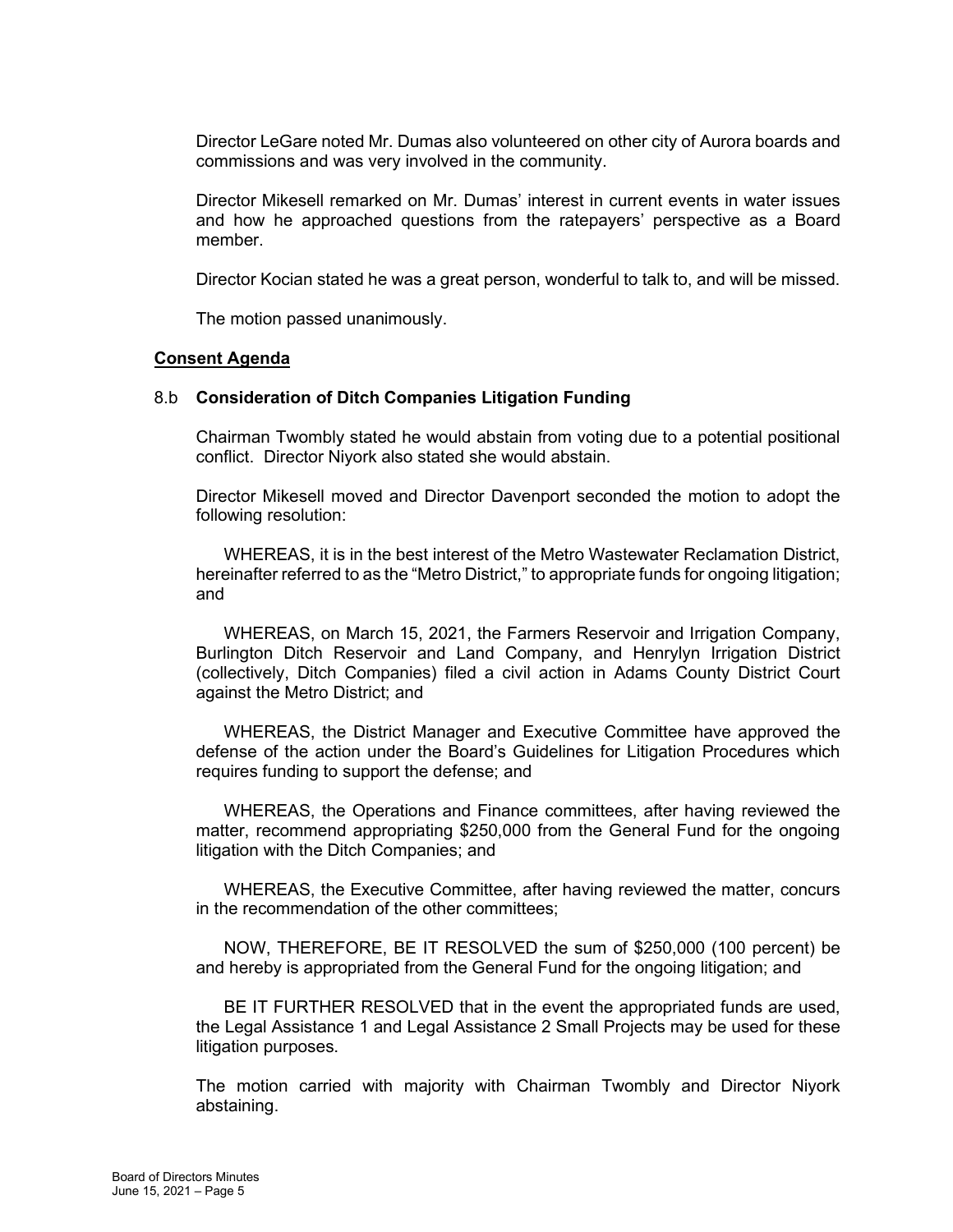Director LeGare noted Mr. Dumas also volunteered on other city of Aurora boards and commissions and was very involved in the community.

Director Mikesell remarked on Mr. Dumas' interest in current events in water issues and how he approached questions from the ratepayers' perspective as a Board member.

Director Kocian stated he was a great person, wonderful to talk to, and will be missed.

The motion passed unanimously.

**Consent Agenda**

8.b **Consideration of Ditch Companies Litigation Funding**

Chairman Twombly stated he would abstain from voting due to a potential positional conflict. Director Niyork also stated she would abstain.

Director Mikesell moved and Director Davenport seconded the motion to adopt the following resolution:

WHEREAS, it is in the best interest of the Metro Wastewater Reclamation District, hereinafter referred to as the "Metro District," to appropriate funds for ongoing litigation; and

WHEREAS, on March 15, 2021, the Farmers Reservoir and Irrigation Company, Burlington Ditch Reservoir and Land Company, and Henrylyn Irrigation District (collectively, Ditch Companies) filed a civil action in Adams County District Court against the Metro District; and

WHEREAS, the District Manager and Executive Committee have approved the defense of the action under the Board's Guidelines for Litigation Procedures which requires funding to support the defense; and

WHEREAS, the Operations and Finance committees, after having reviewed the matter, recommend appropriating $250,000 from the General Fund for the ongoing litigation with the Ditch Companies; and

WHEREAS, the Executive Committee, after having reviewed the matter, concurs in the recommendation of the other committees;

NOW, THEREFORE, BE IT RESOLVED the sum of $250,000 (100 percent) be and hereby is appropriated from the General Fund for the ongoing litigation; and

BE IT FURTHER RESOLVED that in the event the appropriated funds are used, the Legal Assistance 1 and Legal Assistance 2 Small Projects may be used for these litigation purposes.

The motion carried with majority with Chairman Twombly and Director Niyork abstaining.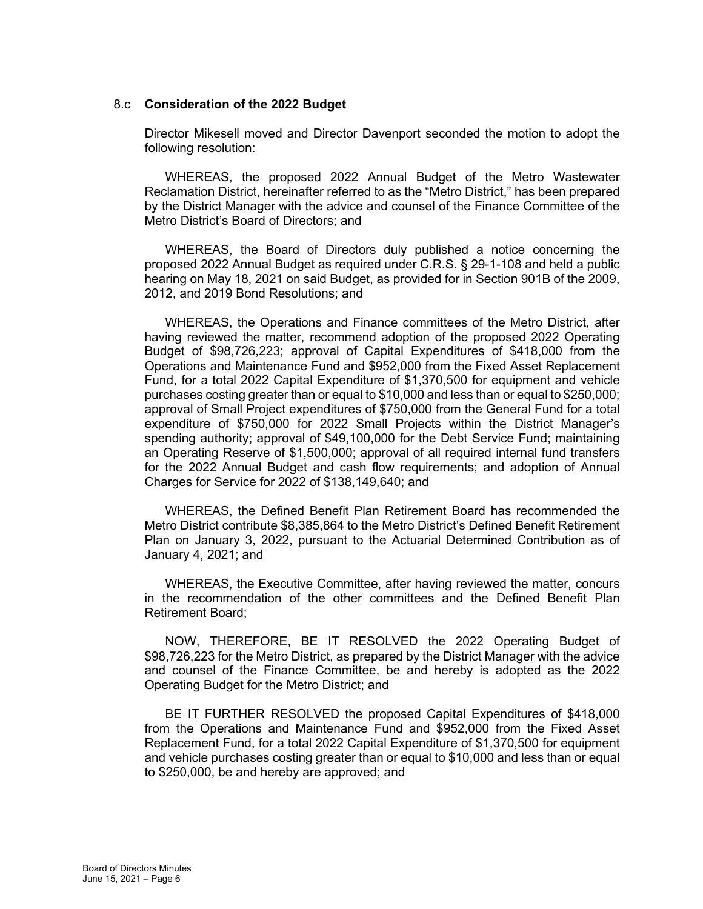8.c **Consideration of the 2022 Budget**

Director Mikesell moved and Director Davenport seconded the motion to adopt the following resolution:

WHEREAS, the proposed 2022 Annual Budget of the Metro Wastewater Reclamation District, hereinafter referred to as the "Metro District," has been prepared by the District Manager with the advice and counsel of the Finance Committee of the Metro District's Board of Directors; and

WHEREAS, the Board of Directors duly published a notice concerning the proposed 2022 Annual Budget as required under C.R.S. § 29-1-108 and held a public hearing on May 18, 2021 on said Budget, as provided for in Section 901B of the 2009, 2012, and 2019 Bond Resolutions; and

WHEREAS, the Operations and Finance committees of the Metro District, after having reviewed the matter, recommend adoption of the proposed 2022 Operating Budget of $98,726,223; approval of Capital Expenditures of $418,000 from the Operations and Maintenance Fund and $952,000 from the Fixed Asset Replacement Fund, for a total 2022 Capital Expenditure of $1,370,500 for equipment and vehicle purchases costing greater than or equal to $10,000 and less than or equal to $250,000; approval of Small Project expenditures of $750,000 from the General Fund for a total expenditure of $750,000 for 2022 Small Projects within the District Manager's spending authority; approval of $49,100,000 for the Debt Service Fund; maintaining an Operating Reserve of $1,500,000; approval of all required internal fund transfers for the 2022 Annual Budget and cash flow requirements; and adoption of Annual Charges for Service for 2022 of $138,149,640; and

WHEREAS, the Defined Benefit Plan Retirement Board has recommended the Metro District contribute $8,385,864 to the Metro District's Defined Benefit Retirement Plan on January 3, 2022, pursuant to the Actuarial Determined Contribution as of January 4, 2021; and

WHEREAS, the Executive Committee, after having reviewed the matter, concurs in the recommendation of the other committees and the Defined Benefit Plan Retirement Board;

NOW, THEREFORE, BE IT RESOLVED the 2022 Operating Budget of $98,726,223 for the Metro District, as prepared by the District Manager with the advice and counsel of the Finance Committee, be and hereby is adopted as the 2022 Operating Budget for the Metro District; and

BE IT FURTHER RESOLVED the proposed Capital Expenditures of $418,000 from the Operations and Maintenance Fund and $952,000 from the Fixed Asset Replacement Fund, for a total 2022 Capital Expenditure of $1,370,500 for equipment and vehicle purchases costing greater than or equal to $10,000 and less than or equal to $250,000, be and hereby are approved; and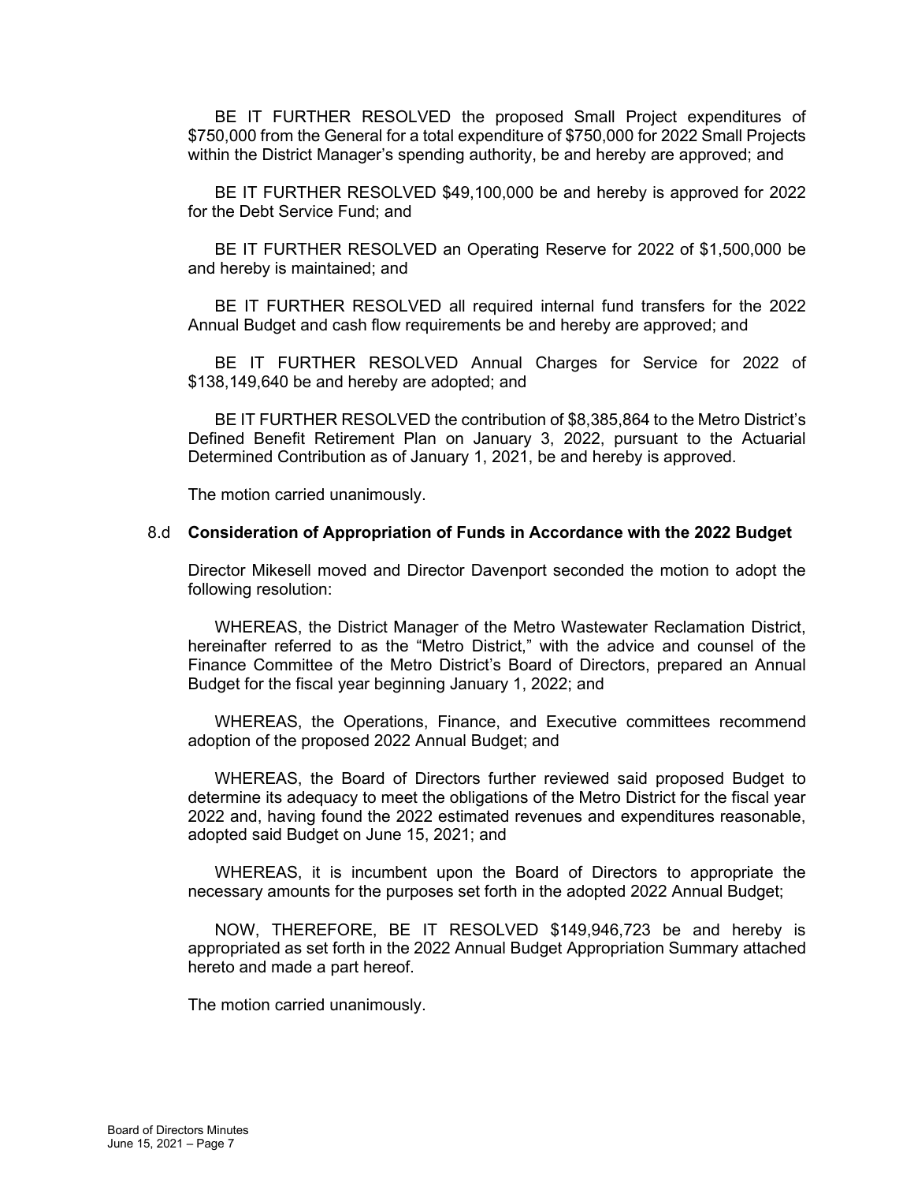BE IT FURTHER RESOLVED the proposed Small Project expenditures of $750,000 from the General for a total expenditure of $750,000 for 2022 Small Projects within the District Manager's spending authority, be and hereby are approved; and

BE IT FURTHER RESOLVED $49,100,000 be and hereby is approved for 2022 for the Debt Service Fund; and

BE IT FURTHER RESOLVED an Operating Reserve for 2022 of $1,500,000 be and hereby is maintained; and

BE IT FURTHER RESOLVED all required internal fund transfers for the 2022 Annual Budget and cash flow requirements be and hereby are approved; and

BE IT FURTHER RESOLVED Annual Charges for Service for 2022 of $138,149,640 be and hereby are adopted; and

BE IT FURTHER RESOLVED the contribution of $8,385,864 to the Metro District's Defined Benefit Retirement Plan on January 3, 2022, pursuant to the Actuarial Determined Contribution as of January 1, 2021, be and hereby is approved.

The motion carried unanimously.

### 8.d **Consideration of Appropriation of Funds in Accordance with the 2022 Budget**

Director Mikesell moved and Director Davenport seconded the motion to adopt the following resolution:

WHEREAS, the District Manager of the Metro Wastewater Reclamation District, hereinafter referred to as the "Metro District," with the advice and counsel of the Finance Committee of the Metro District's Board of Directors, prepared an Annual Budget for the fiscal year beginning January 1, 2022; and

WHEREAS, the Operations, Finance, and Executive committees recommend adoption of the proposed 2022 Annual Budget; and

WHEREAS, the Board of Directors further reviewed said proposed Budget to determine its adequacy to meet the obligations of the Metro District for the fiscal year 2022 and, having found the 2022 estimated revenues and expenditures reasonable, adopted said Budget on June 15, 2021; and

WHEREAS, it is incumbent upon the Board of Directors to appropriate the necessary amounts for the purposes set forth in the adopted 2022 Annual Budget;

NOW, THEREFORE, BE IT RESOLVED $149,946,723 be and hereby is appropriated as set forth in the 2022 Annual Budget Appropriation Summary attached hereto and made a part hereof.

The motion carried unanimously.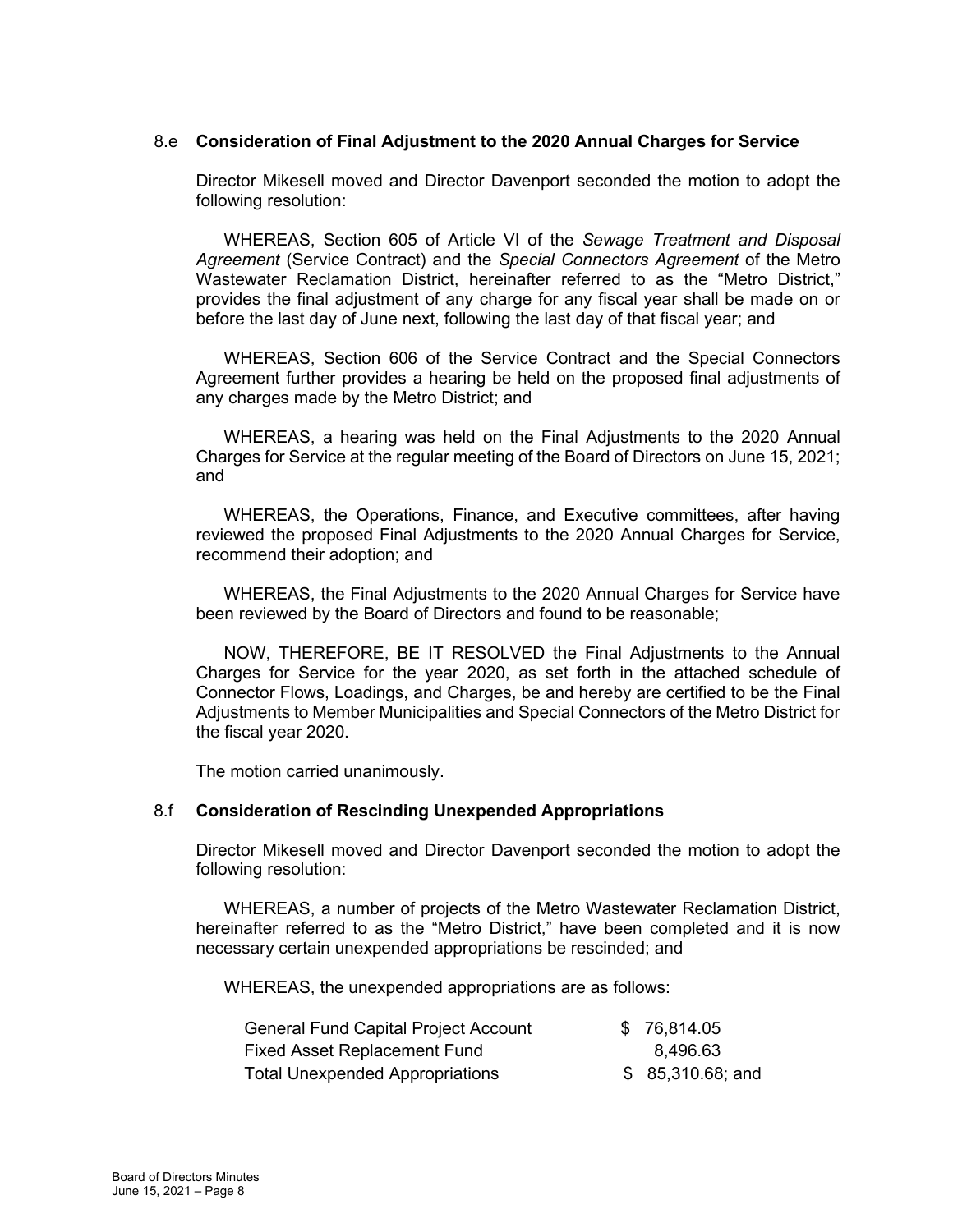8.e **Consideration of Final Adjustment to the 2020 Annual Charges for Service**

Director Mikesell moved and Director Davenport seconded the motion to adopt the following resolution:

WHEREAS, Section 605 of Article VI of the *Sewage Treatment and Disposal Agreement* (Service Contract) and the *Special Connectors Agreement* of the Metro Wastewater Reclamation District, hereinafter referred to as the "Metro District," provides the final adjustment of any charge for any fiscal year shall be made on or before the last day of June next, following the last day of that fiscal year; and

WHEREAS, Section 606 of the Service Contract and the Special Connectors Agreement further provides a hearing be held on the proposed final adjustments of any charges made by the Metro District; and

WHEREAS, a hearing was held on the Final Adjustments to the 2020 Annual Charges for Service at the regular meeting of the Board of Directors on June 15, 2021; and

WHEREAS, the Operations, Finance, and Executive committees, after having reviewed the proposed Final Adjustments to the 2020 Annual Charges for Service, recommend their adoption; and

WHEREAS, the Final Adjustments to the 2020 Annual Charges for Service have been reviewed by the Board of Directors and found to be reasonable;

NOW, THEREFORE, BE IT RESOLVED the Final Adjustments to the Annual Charges for Service for the year 2020, as set forth in the attached schedule of Connector Flows, Loadings, and Charges, be and hereby are certified to be the Final Adjustments to Member Municipalities and Special Connectors of the Metro District for the fiscal year 2020.

The motion carried unanimously.

8.f **Consideration of Rescinding Unexpended Appropriations**

Director Mikesell moved and Director Davenport seconded the motion to adopt the following resolution:

WHEREAS, a number of projects of the Metro Wastewater Reclamation District, hereinafter referred to as the "Metro District," have been completed and it is now necessary certain unexpended appropriations be rescinded; and

WHEREAS, the unexpended appropriations are as follows:

| | |
|---|---|
| General Fund Capital Project Account | $ 76,814.05 |
| Fixed Asset Replacement Fund | 8,496.63 |
| Total Unexpended Appropriations | $ 85,310.68; and |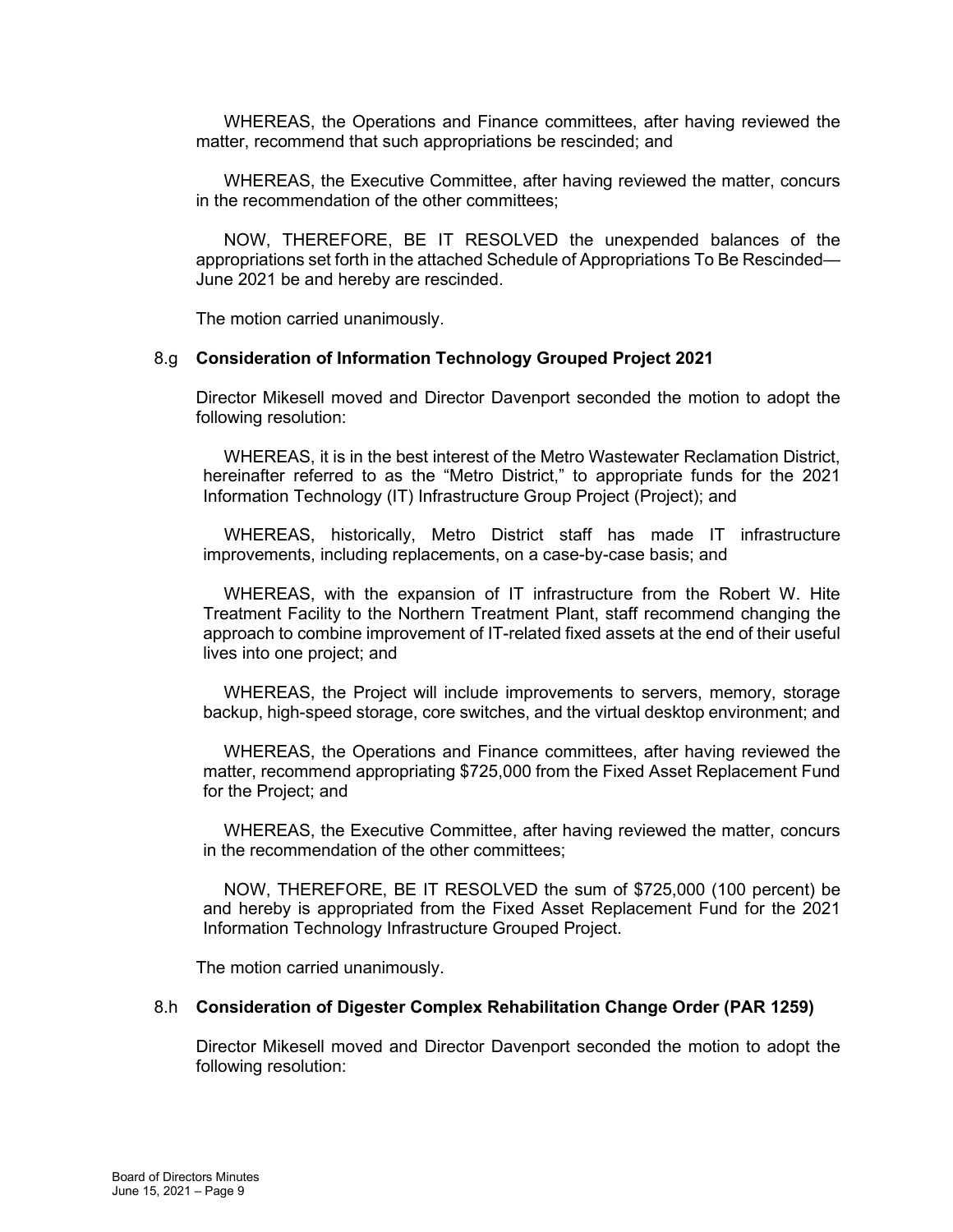WHEREAS, the Operations and Finance committees, after having reviewed the matter, recommend that such appropriations be rescinded; and

WHEREAS, the Executive Committee, after having reviewed the matter, concurs in the recommendation of the other committees;

NOW, THEREFORE, BE IT RESOLVED the unexpended balances of the appropriations set forth in the attached Schedule of Appropriations To Be Rescinded—June 2021 be and hereby are rescinded.

The motion carried unanimously.

### 8.g **Consideration of Information Technology Grouped Project 2021**

Director Mikesell moved and Director Davenport seconded the motion to adopt the following resolution:

WHEREAS, it is in the best interest of the Metro Wastewater Reclamation District, hereinafter referred to as the "Metro District," to appropriate funds for the 2021 Information Technology (IT) Infrastructure Group Project (Project); and

WHEREAS, historically, Metro District staff has made IT infrastructure improvements, including replacements, on a case-by-case basis; and

WHEREAS, with the expansion of IT infrastructure from the Robert W. Hite Treatment Facility to the Northern Treatment Plant, staff recommend changing the approach to combine improvement of IT-related fixed assets at the end of their useful lives into one project; and

WHEREAS, the Project will include improvements to servers, memory, storage backup, high-speed storage, core switches, and the virtual desktop environment; and

WHEREAS, the Operations and Finance committees, after having reviewed the matter, recommend appropriating $725,000 from the Fixed Asset Replacement Fund for the Project; and

WHEREAS, the Executive Committee, after having reviewed the matter, concurs in the recommendation of the other committees;

NOW, THEREFORE, BE IT RESOLVED the sum of $725,000 (100 percent) be and hereby is appropriated from the Fixed Asset Replacement Fund for the 2021 Information Technology Infrastructure Grouped Project.

The motion carried unanimously.

### 8.h **Consideration of Digester Complex Rehabilitation Change Order (PAR 1259)**

Director Mikesell moved and Director Davenport seconded the motion to adopt the following resolution: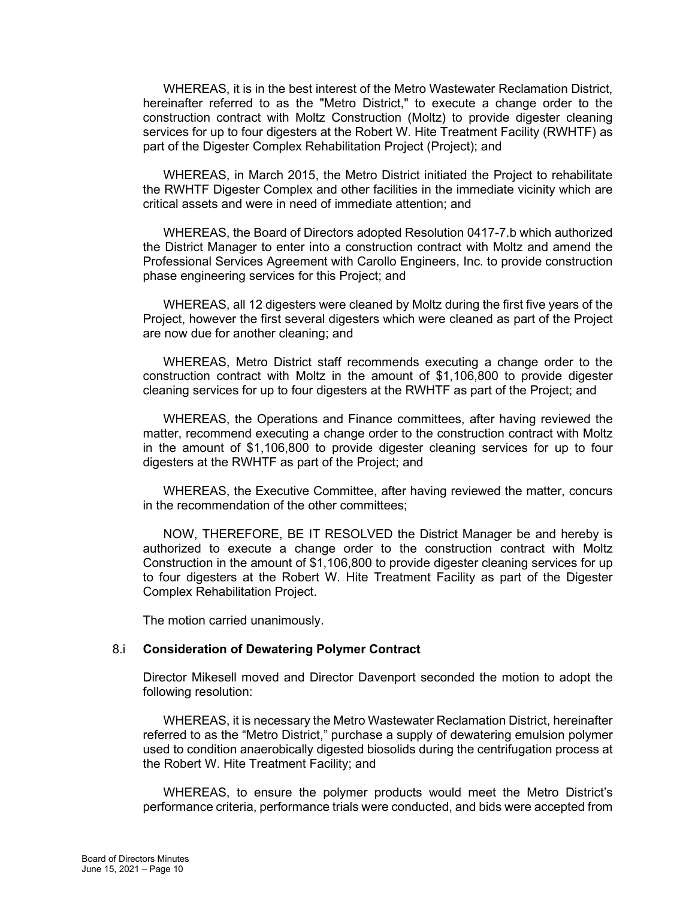WHEREAS, it is in the best interest of the Metro Wastewater Reclamation District, hereinafter referred to as the "Metro District," to execute a change order to the construction contract with Moltz Construction (Moltz) to provide digester cleaning services for up to four digesters at the Robert W. Hite Treatment Facility (RWHTF) as part of the Digester Complex Rehabilitation Project (Project); and

WHEREAS, in March 2015, the Metro District initiated the Project to rehabilitate the RWHTF Digester Complex and other facilities in the immediate vicinity which are critical assets and were in need of immediate attention; and

WHEREAS, the Board of Directors adopted Resolution 0417-7.b which authorized the District Manager to enter into a construction contract with Moltz and amend the Professional Services Agreement with Carollo Engineers, Inc. to provide construction phase engineering services for this Project; and

WHEREAS, all 12 digesters were cleaned by Moltz during the first five years of the Project, however the first several digesters which were cleaned as part of the Project are now due for another cleaning; and

WHEREAS, Metro District staff recommends executing a change order to the construction contract with Moltz in the amount of $1,106,800 to provide digester cleaning services for up to four digesters at the RWHTF as part of the Project; and

WHEREAS, the Operations and Finance committees, after having reviewed the matter, recommend executing a change order to the construction contract with Moltz in the amount of $1,106,800 to provide digester cleaning services for up to four digesters at the RWHTF as part of the Project; and

WHEREAS, the Executive Committee, after having reviewed the matter, concurs in the recommendation of the other committees;

NOW, THEREFORE, BE IT RESOLVED the District Manager be and hereby is authorized to execute a change order to the construction contract with Moltz Construction in the amount of $1,106,800 to provide digester cleaning services for up to four digesters at the Robert W. Hite Treatment Facility as part of the Digester Complex Rehabilitation Project.

The motion carried unanimously.

8.i **Consideration of Dewatering Polymer Contract**

Director Mikesell moved and Director Davenport seconded the motion to adopt the following resolution:

WHEREAS, it is necessary the Metro Wastewater Reclamation District, hereinafter referred to as the "Metro District," purchase a supply of dewatering emulsion polymer used to condition anaerobically digested biosolids during the centrifugation process at the Robert W. Hite Treatment Facility; and

WHEREAS, to ensure the polymer products would meet the Metro District's performance criteria, performance trials were conducted, and bids were accepted from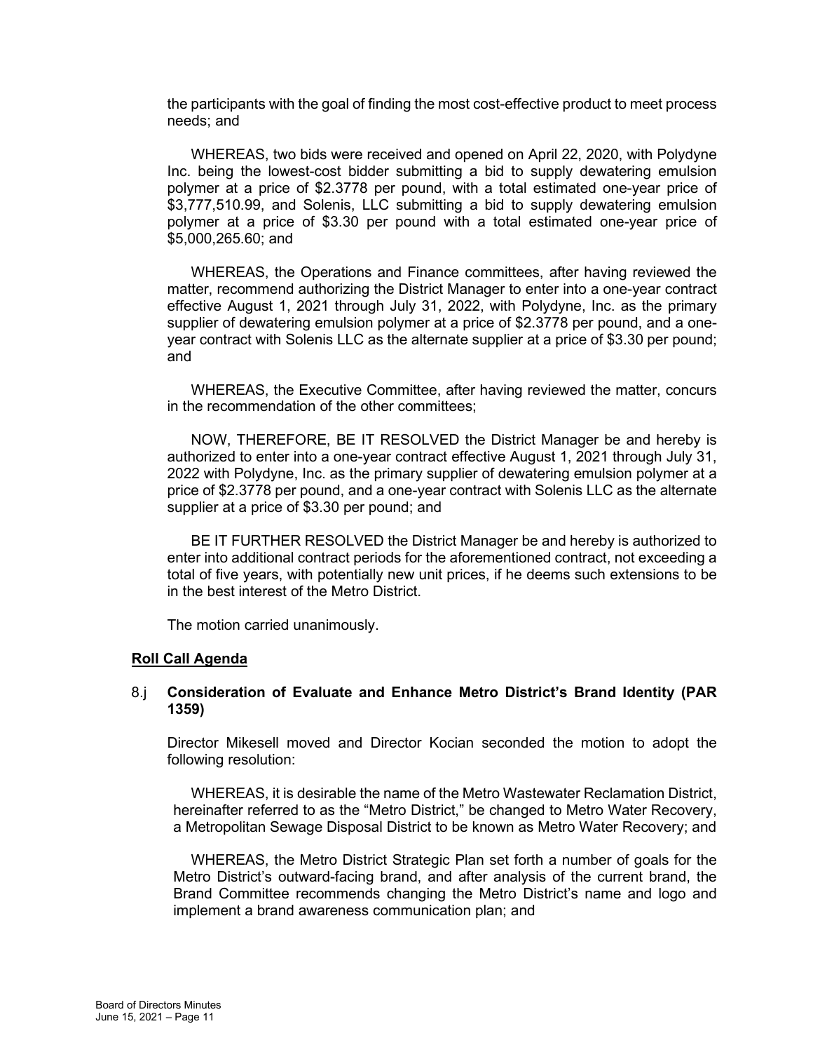the participants with the goal of finding the most cost-effective product to meet process needs; and

WHEREAS, two bids were received and opened on April 22, 2020, with Polydyne Inc. being the lowest-cost bidder submitting a bid to supply dewatering emulsion polymer at a price of $2.3778 per pound, with a total estimated one-year price of $3,777,510.99, and Solenis, LLC submitting a bid to supply dewatering emulsion polymer at a price of $3.30 per pound with a total estimated one-year price of $5,000,265.60; and

WHEREAS, the Operations and Finance committees, after having reviewed the matter, recommend authorizing the District Manager to enter into a one-year contract effective August 1, 2021 through July 31, 2022, with Polydyne, Inc. as the primary supplier of dewatering emulsion polymer at a price of $2.3778 per pound, and a one-year contract with Solenis LLC as the alternate supplier at a price of $3.30 per pound; and

WHEREAS, the Executive Committee, after having reviewed the matter, concurs in the recommendation of the other committees;

NOW, THEREFORE, BE IT RESOLVED the District Manager be and hereby is authorized to enter into a one-year contract effective August 1, 2021 through July 31, 2022 with Polydyne, Inc. as the primary supplier of dewatering emulsion polymer at a price of $2.3778 per pound, and a one-year contract with Solenis LLC as the alternate supplier at a price of $3.30 per pound; and

BE IT FURTHER RESOLVED the District Manager be and hereby is authorized to enter into additional contract periods for the aforementioned contract, not exceeding a total of five years, with potentially new unit prices, if he deems such extensions to be in the best interest of the Metro District.

The motion carried unanimously.

**Roll Call Agenda**

8.j **Consideration of Evaluate and Enhance Metro District's Brand Identity (PAR 1359)**

Director Mikesell moved and Director Kocian seconded the motion to adopt the following resolution:

WHEREAS, it is desirable the name of the Metro Wastewater Reclamation District, hereinafter referred to as the "Metro District," be changed to Metro Water Recovery, a Metropolitan Sewage Disposal District to be known as Metro Water Recovery; and

WHEREAS, the Metro District Strategic Plan set forth a number of goals for the Metro District's outward-facing brand, and after analysis of the current brand, the Brand Committee recommends changing the Metro District's name and logo and implement a brand awareness communication plan; and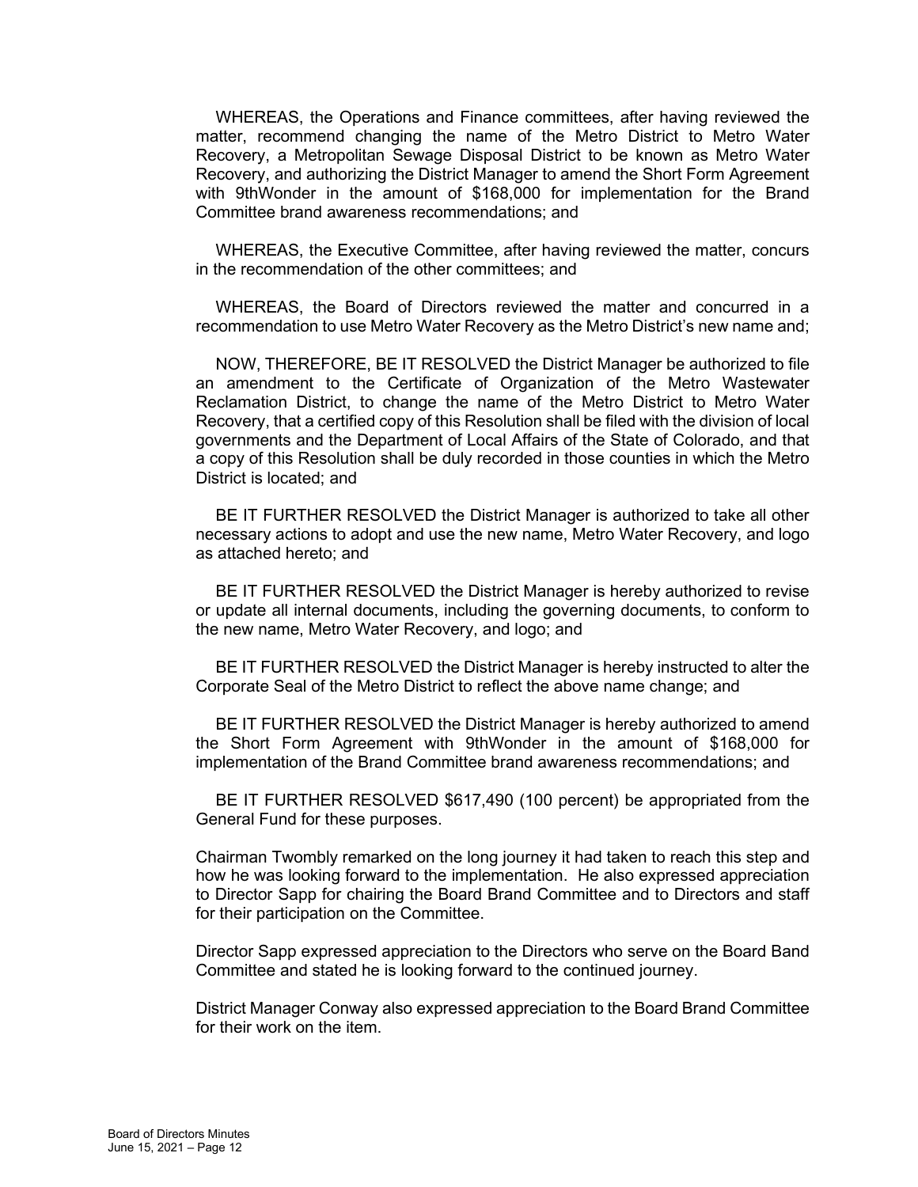WHEREAS, the Operations and Finance committees, after having reviewed the matter, recommend changing the name of the Metro District to Metro Water Recovery, a Metropolitan Sewage Disposal District to be known as Metro Water Recovery, and authorizing the District Manager to amend the Short Form Agreement with 9thWonder in the amount of $168,000 for implementation for the Brand Committee brand awareness recommendations; and

WHEREAS, the Executive Committee, after having reviewed the matter, concurs in the recommendation of the other committees; and

WHEREAS, the Board of Directors reviewed the matter and concurred in a recommendation to use Metro Water Recovery as the Metro District's new name and;

NOW, THEREFORE, BE IT RESOLVED the District Manager be authorized to file an amendment to the Certificate of Organization of the Metro Wastewater Reclamation District, to change the name of the Metro District to Metro Water Recovery, that a certified copy of this Resolution shall be filed with the division of local governments and the Department of Local Affairs of the State of Colorado, and that a copy of this Resolution shall be duly recorded in those counties in which the Metro District is located; and

BE IT FURTHER RESOLVED the District Manager is authorized to take all other necessary actions to adopt and use the new name, Metro Water Recovery, and logo as attached hereto; and

BE IT FURTHER RESOLVED the District Manager is hereby authorized to revise or update all internal documents, including the governing documents, to conform to the new name, Metro Water Recovery, and logo; and

BE IT FURTHER RESOLVED the District Manager is hereby instructed to alter the Corporate Seal of the Metro District to reflect the above name change; and

BE IT FURTHER RESOLVED the District Manager is hereby authorized to amend the Short Form Agreement with 9thWonder in the amount of $168,000 for implementation of the Brand Committee brand awareness recommendations; and

BE IT FURTHER RESOLVED $617,490 (100 percent) be appropriated from the General Fund for these purposes.

Chairman Twombly remarked on the long journey it had taken to reach this step and how he was looking forward to the implementation. He also expressed appreciation to Director Sapp for chairing the Board Brand Committee and to Directors and staff for their participation on the Committee.

Director Sapp expressed appreciation to the Directors who serve on the Board Band Committee and stated he is looking forward to the continued journey.

District Manager Conway also expressed appreciation to the Board Brand Committee for their work on the item.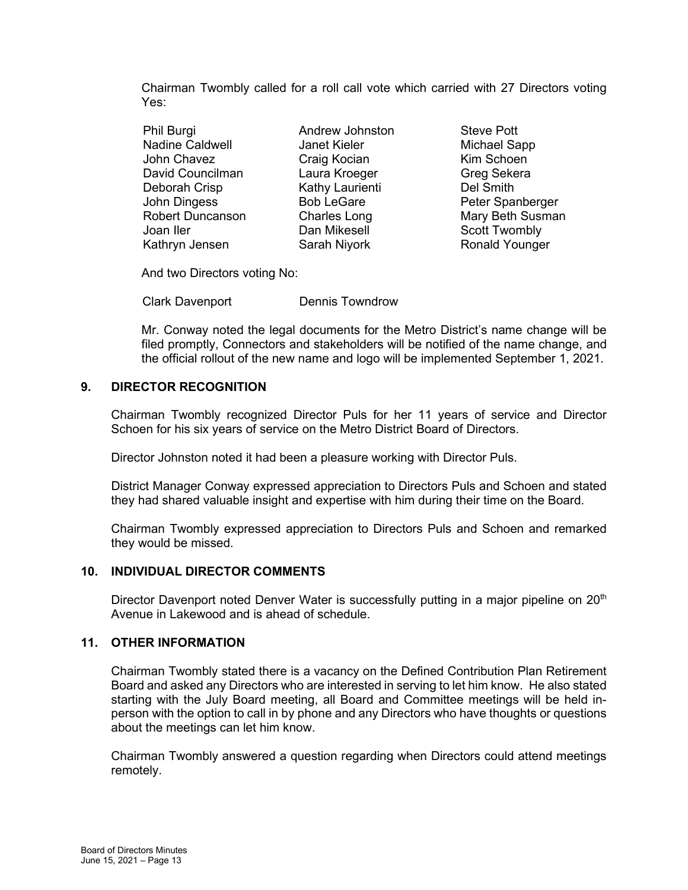Chairman Twombly called for a roll call vote which carried with 27 Directors voting Yes:

| | | |
|---|---|---|
| Phil Burgi | Andrew Johnston | Steve Pott |
| Nadine Caldwell | Janet Kieler | Michael Sapp |
| John Chavez | Craig Kocian | Kim Schoen |
| David Councilman | Laura Kroeger | Greg Sekera |
| Deborah Crisp | Kathy Laurienti | Del Smith |
| John Dingess | Bob LeGare | Peter Spanberger |
| Robert Duncanson | Charles Long | Mary Beth Susman |
| Joan Iler | Dan Mikesell | Scott Twombly |
| Kathryn Jensen | Sarah Niyork | Ronald Younger |

And two Directors voting No:

| | |
|---|---|
| Clark Davenport | Dennis Towndrow |

Mr. Conway noted the legal documents for the Metro District's name change will be filed promptly, Connectors and stakeholders will be notified of the name change, and the official rollout of the new name and logo will be implemented September 1, 2021.

## 9. DIRECTOR RECOGNITION

Chairman Twombly recognized Director Puls for her 11 years of service and Director Schoen for his six years of service on the Metro District Board of Directors.

Director Johnston noted it had been a pleasure working with Director Puls.

District Manager Conway expressed appreciation to Directors Puls and Schoen and stated they had shared valuable insight and expertise with him during their time on the Board.

Chairman Twombly expressed appreciation to Directors Puls and Schoen and remarked they would be missed.

## 10. INDIVIDUAL DIRECTOR COMMENTS

Director Davenport noted Denver Water is successfully putting in a major pipeline on 20th Avenue in Lakewood and is ahead of schedule.

## 11. OTHER INFORMATION

Chairman Twombly stated there is a vacancy on the Defined Contribution Plan Retirement Board and asked any Directors who are interested in serving to let him know. He also stated starting with the July Board meeting, all Board and Committee meetings will be held in-person with the option to call in by phone and any Directors who have thoughts or questions about the meetings can let him know.

Chairman Twombly answered a question regarding when Directors could attend meetings remotely.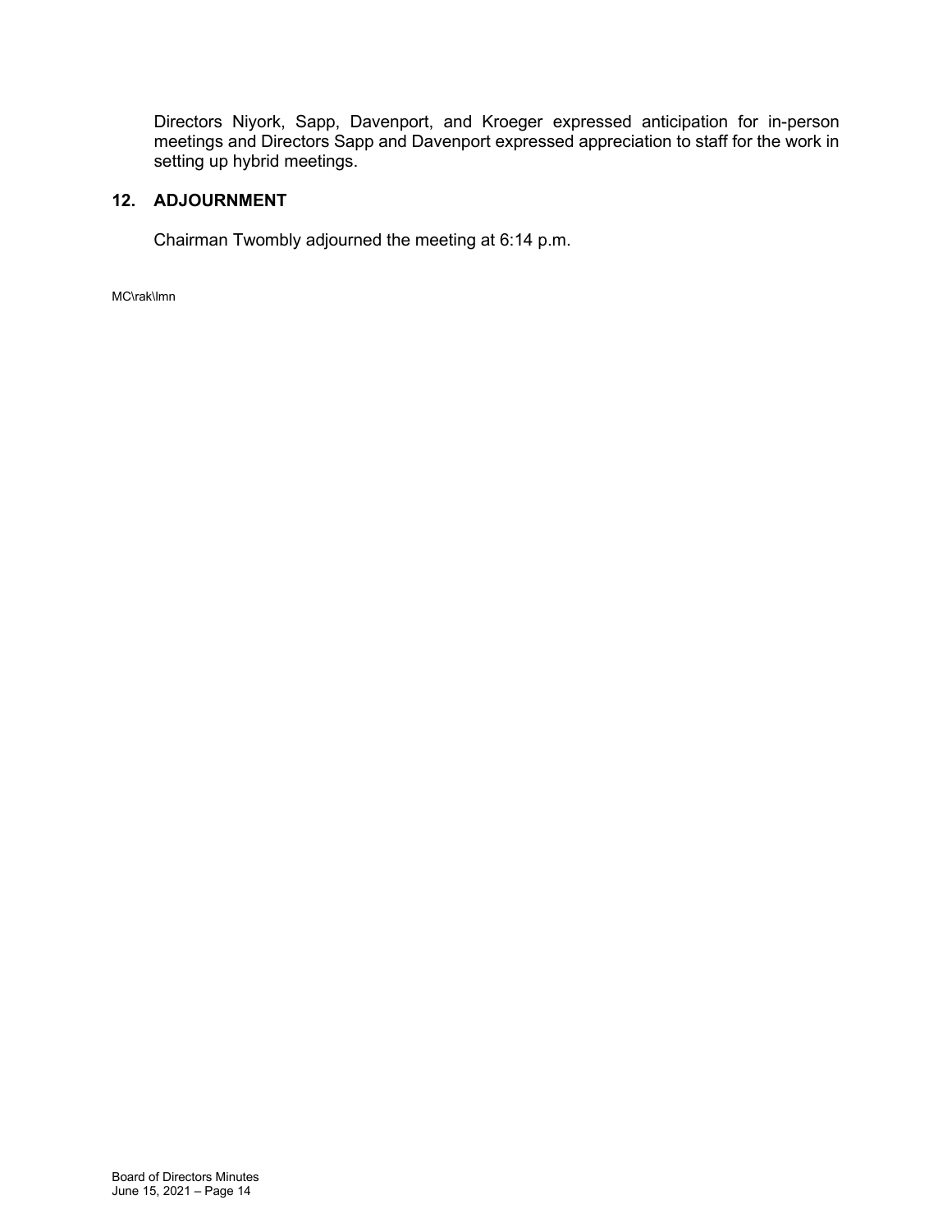Directors Niyork, Sapp, Davenport, and Kroeger expressed anticipation for in-person meetings and Directors Sapp and Davenport expressed appreciation to staff for the work in setting up hybrid meetings.

## 12. ADJOURNMENT

Chairman Twombly adjourned the meeting at 6:14 p.m.

MC\rak\lmn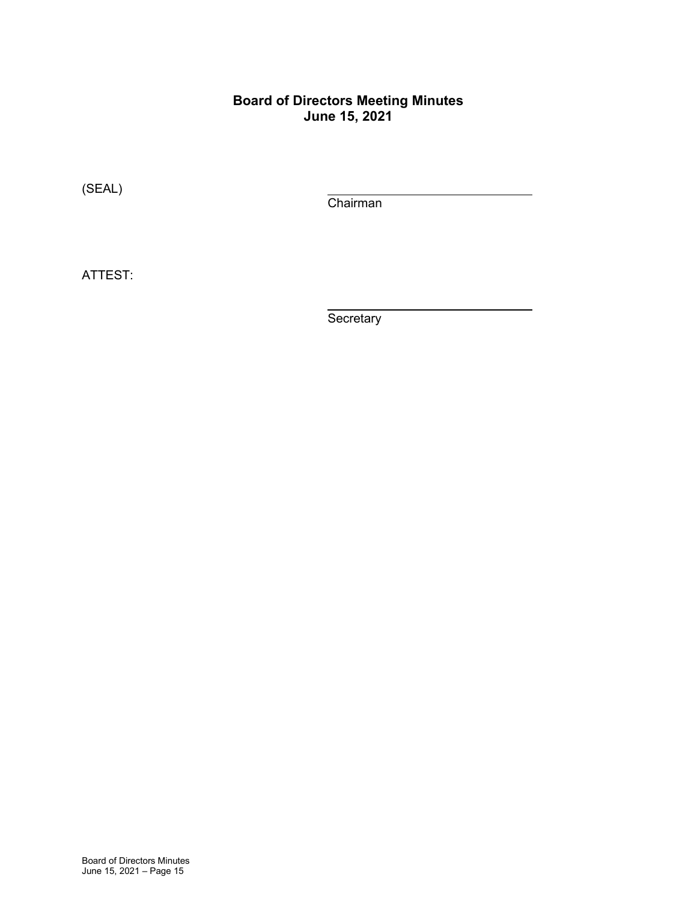**Board of Directors Meeting Minutes**
**June 15, 2021**

(SEAL)

\_\_\_\_\_\_\_\_\_\_\_\_\_\_\_\_\_\_\_\_\_\_\_\_\_\_\_\_\_\_
Chairman

ATTEST:

\_\_\_\_\_\_\_\_\_\_\_\_\_\_\_\_\_\_\_\_\_\_\_\_\_\_\_\_\_\_
Secretary